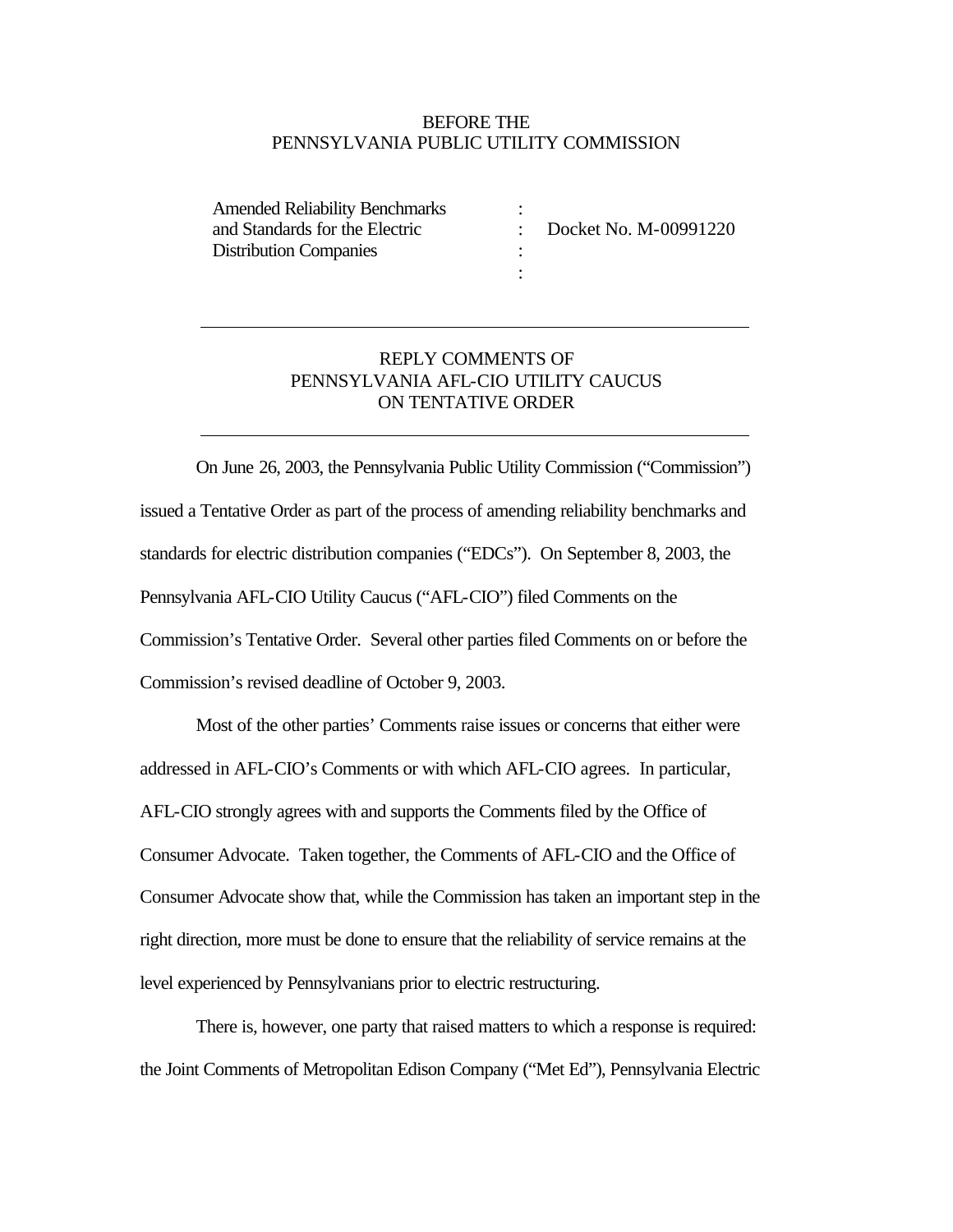BEFORE THE
PENNSYLVANIA PUBLIC UTILITY COMMISSION

| | | |
|---|---|---|
| Amended Reliability Benchmarks and Standards for the Electric Distribution Companies | : : : : | Docket No. M-00991220 |

---

## REPLY COMMENTS OF PENNSYLVANIA AFL-CIO UTILITY CAUCUS ON TENTATIVE ORDER

---

On June 26, 2003, the Pennsylvania Public Utility Commission ("Commission") issued a Tentative Order as part of the process of amending reliability benchmarks and standards for electric distribution companies ("EDCs"). On September 8, 2003, the Pennsylvania AFL-CIO Utility Caucus ("AFL-CIO") filed Comments on the Commission's Tentative Order. Several other parties filed Comments on or before the Commission's revised deadline of October 9, 2003.

Most of the other parties' Comments raise issues or concerns that either were addressed in AFL-CIO's Comments or with which AFL-CIO agrees. In particular, AFL-CIO strongly agrees with and supports the Comments filed by the Office of Consumer Advocate. Taken together, the Comments of AFL-CIO and the Office of Consumer Advocate show that, while the Commission has taken an important step in the right direction, more must be done to ensure that the reliability of service remains at the level experienced by Pennsylvanians prior to electric restructuring.

There is, however, one party that raised matters to which a response is required: the Joint Comments of Metropolitan Edison Company ("Met Ed"), Pennsylvania Electric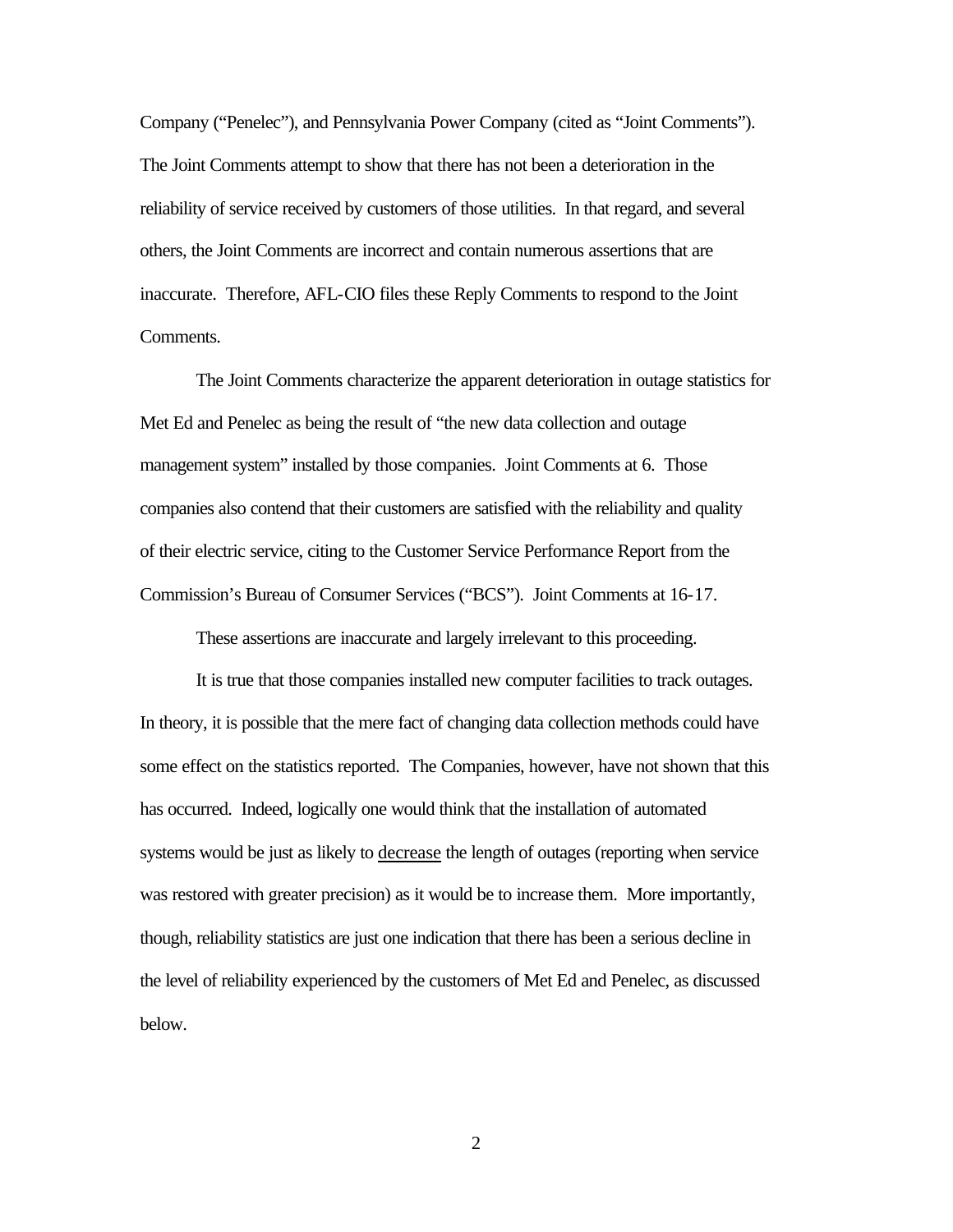Company ("Penelec"), and Pennsylvania Power Company (cited as "Joint Comments"). The Joint Comments attempt to show that there has not been a deterioration in the reliability of service received by customers of those utilities. In that regard, and several others, the Joint Comments are incorrect and contain numerous assertions that are inaccurate. Therefore, AFL-CIO files these Reply Comments to respond to the Joint Comments.

The Joint Comments characterize the apparent deterioration in outage statistics for Met Ed and Penelec as being the result of "the new data collection and outage management system" installed by those companies. Joint Comments at 6. Those companies also contend that their customers are satisfied with the reliability and quality of their electric service, citing to the Customer Service Performance Report from the Commission's Bureau of Consumer Services ("BCS"). Joint Comments at 16-17.

These assertions are inaccurate and largely irrelevant to this proceeding.

It is true that those companies installed new computer facilities to track outages. In theory, it is possible that the mere fact of changing data collection methods could have some effect on the statistics reported. The Companies, however, have not shown that this has occurred. Indeed, logically one would think that the installation of automated systems would be just as likely to <u>decrease</u> the length of outages (reporting when service was restored with greater precision) as it would be to increase them. More importantly, though, reliability statistics are just one indication that there has been a serious decline in the level of reliability experienced by the customers of Met Ed and Penelec, as discussed below.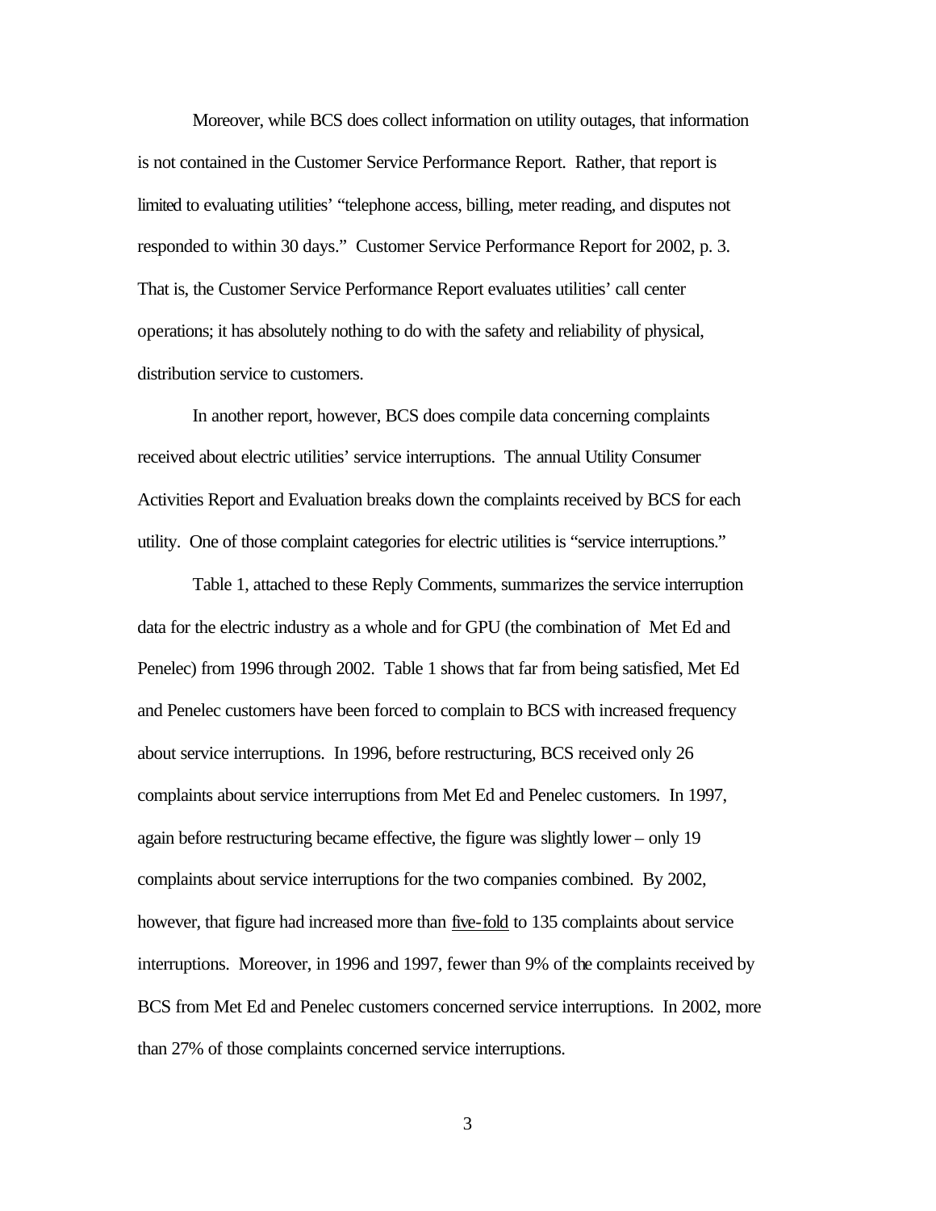Moreover, while BCS does collect information on utility outages, that information is not contained in the Customer Service Performance Report. Rather, that report is limited to evaluating utilities' "telephone access, billing, meter reading, and disputes not responded to within 30 days." Customer Service Performance Report for 2002, p. 3. That is, the Customer Service Performance Report evaluates utilities' call center operations; it has absolutely nothing to do with the safety and reliability of physical, distribution service to customers.

In another report, however, BCS does compile data concerning complaints received about electric utilities' service interruptions. The annual Utility Consumer Activities Report and Evaluation breaks down the complaints received by BCS for each utility. One of those complaint categories for electric utilities is "service interruptions."

Table 1, attached to these Reply Comments, summarizes the service interruption data for the electric industry as a whole and for GPU (the combination of Met Ed and Penelec) from 1996 through 2002. Table 1 shows that far from being satisfied, Met Ed and Penelec customers have been forced to complain to BCS with increased frequency about service interruptions. In 1996, before restructuring, BCS received only 26 complaints about service interruptions from Met Ed and Penelec customers. In 1997, again before restructuring became effective, the figure was slightly lower – only 19 complaints about service interruptions for the two companies combined. By 2002, however, that figure had increased more than <u>five-fold</u> to 135 complaints about service interruptions. Moreover, in 1996 and 1997, fewer than 9% of the complaints received by BCS from Met Ed and Penelec customers concerned service interruptions. In 2002, more than 27% of those complaints concerned service interruptions.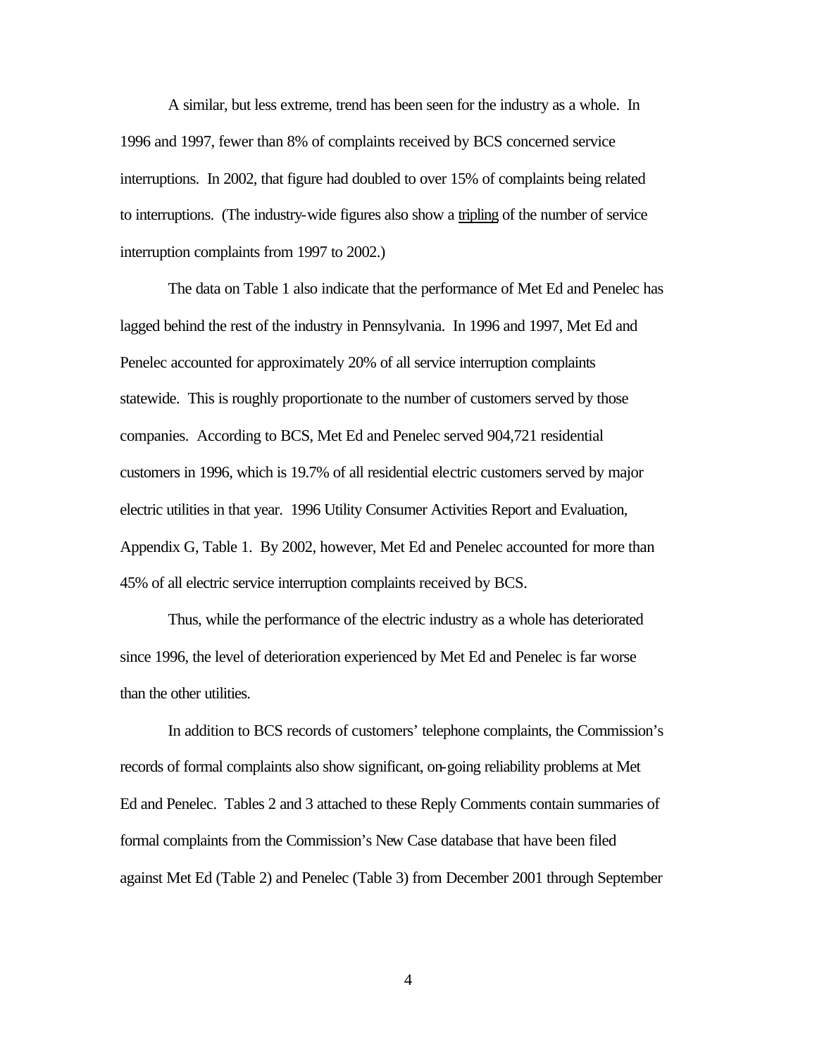A similar, but less extreme, trend has been seen for the industry as a whole. In 1996 and 1997, fewer than 8% of complaints received by BCS concerned service interruptions. In 2002, that figure had doubled to over 15% of complaints being related to interruptions. (The industry-wide figures also show a tripling of the number of service interruption complaints from 1997 to 2002.)

The data on Table 1 also indicate that the performance of Met Ed and Penelec has lagged behind the rest of the industry in Pennsylvania. In 1996 and 1997, Met Ed and Penelec accounted for approximately 20% of all service interruption complaints statewide. This is roughly proportionate to the number of customers served by those companies. According to BCS, Met Ed and Penelec served 904,721 residential customers in 1996, which is 19.7% of all residential electric customers served by major electric utilities in that year. 1996 Utility Consumer Activities Report and Evaluation, Appendix G, Table 1. By 2002, however, Met Ed and Penelec accounted for more than 45% of all electric service interruption complaints received by BCS.

Thus, while the performance of the electric industry as a whole has deteriorated since 1996, the level of deterioration experienced by Met Ed and Penelec is far worse than the other utilities.

In addition to BCS records of customers' telephone complaints, the Commission's records of formal complaints also show significant, on-going reliability problems at Met Ed and Penelec. Tables 2 and 3 attached to these Reply Comments contain summaries of formal complaints from the Commission's New Case database that have been filed against Met Ed (Table 2) and Penelec (Table 3) from December 2001 through September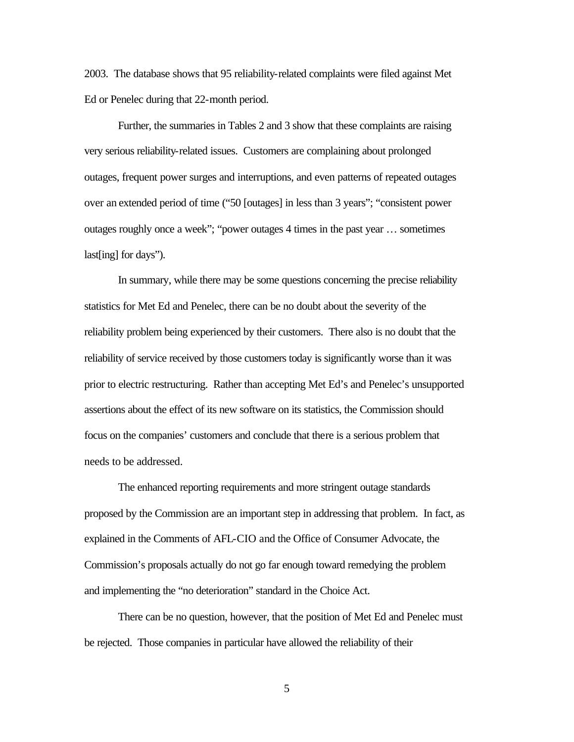2003. The database shows that 95 reliability-related complaints were filed against Met Ed or Penelec during that 22-month period.

Further, the summaries in Tables 2 and 3 show that these complaints are raising very serious reliability-related issues. Customers are complaining about prolonged outages, frequent power surges and interruptions, and even patterns of repeated outages over an extended period of time ("50 [outages] in less than 3 years"; "consistent power outages roughly once a week"; "power outages 4 times in the past year … sometimes last[ing] for days").

In summary, while there may be some questions concerning the precise reliability statistics for Met Ed and Penelec, there can be no doubt about the severity of the reliability problem being experienced by their customers. There also is no doubt that the reliability of service received by those customers today is significantly worse than it was prior to electric restructuring. Rather than accepting Met Ed's and Penelec's unsupported assertions about the effect of its new software on its statistics, the Commission should focus on the companies' customers and conclude that there is a serious problem that needs to be addressed.

The enhanced reporting requirements and more stringent outage standards proposed by the Commission are an important step in addressing that problem. In fact, as explained in the Comments of AFL-CIO and the Office of Consumer Advocate, the Commission's proposals actually do not go far enough toward remedying the problem and implementing the "no deterioration" standard in the Choice Act.

There can be no question, however, that the position of Met Ed and Penelec must be rejected. Those companies in particular have allowed the reliability of their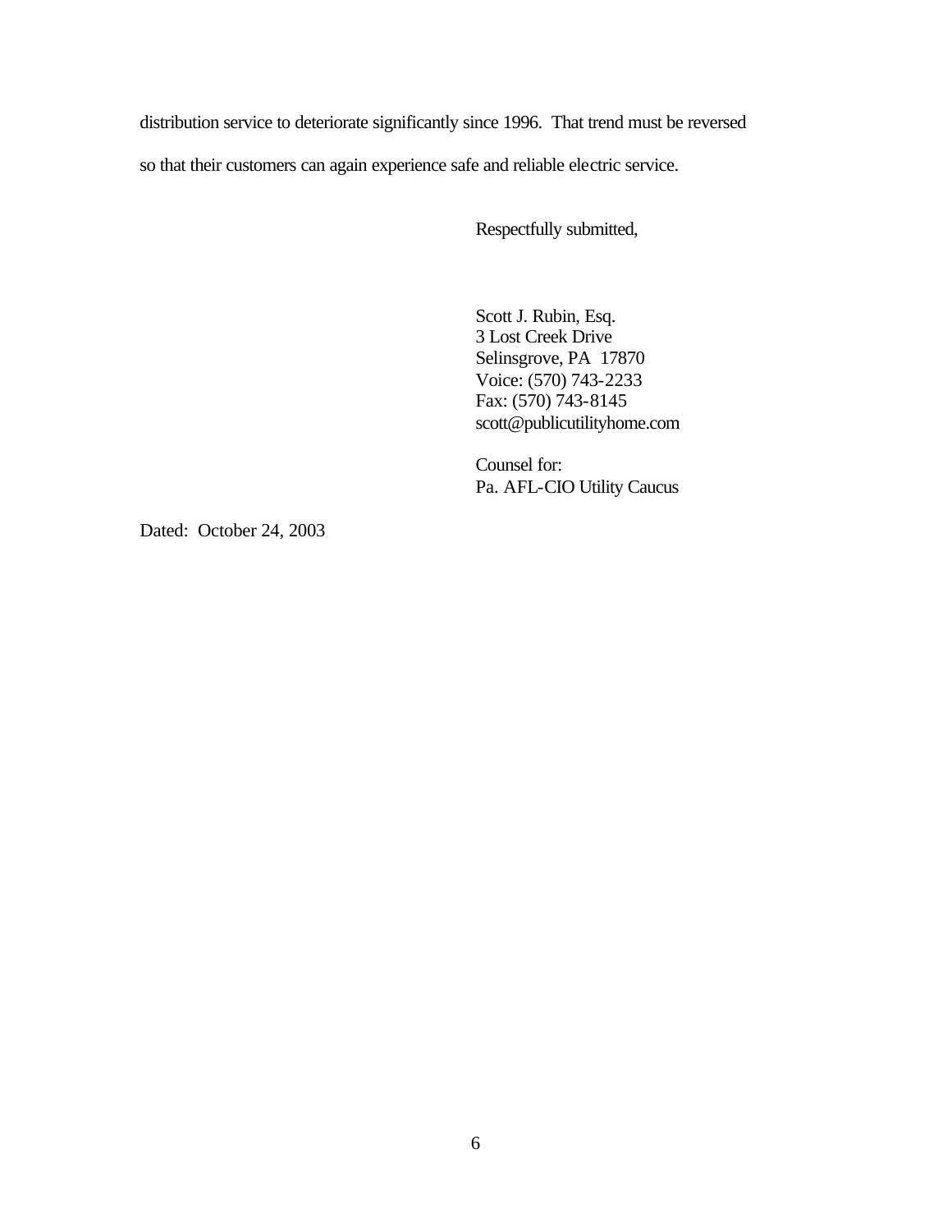distribution service to deteriorate significantly since 1996. That trend must be reversed so that their customers can again experience safe and reliable electric service.

Respectfully submitted,

Scott J. Rubin, Esq.
3 Lost Creek Drive
Selinsgrove, PA 17870
Voice: (570) 743-2233
Fax: (570) 743-8145
scott@publicutilityhome.com

Counsel for:
Pa. AFL-CIO Utility Caucus

Dated: October 24, 2003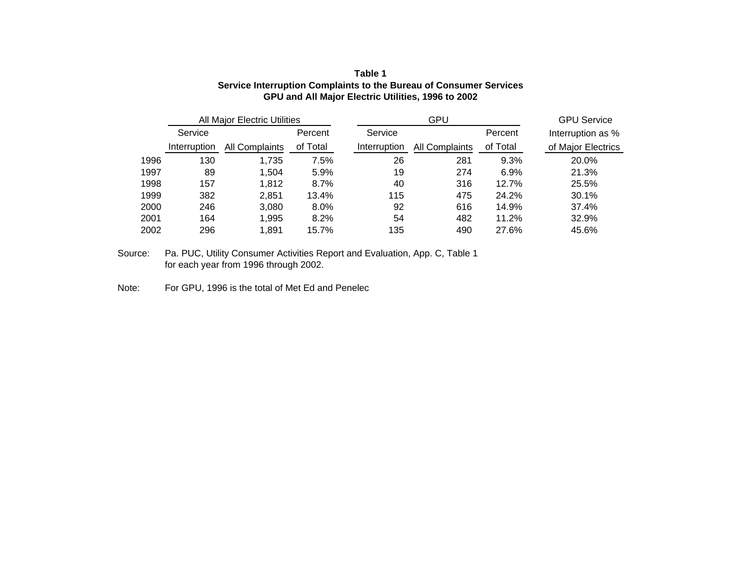**Table 1**
**Service Interruption Complaints to the Bureau of Consumer Services**
**GPU and All Major Electric Utilities, 1996 to 2002**

| | All Major Electric Utilities | | | GPU | | | GPU Service |
|---|---|---|---|---|---|---|---|
| | Service Interruption | All Complaints | Percent of Total | Service Interruption | All Complaints | Percent of Total | Interruption as % of Major Electrics |
| 1996 | 130 | 1,735 | 7.5% | 26 | 281 | 9.3% | 20.0% |
| 1997 | 89 | 1,504 | 5.9% | 19 | 274 | 6.9% | 21.3% |
| 1998 | 157 | 1,812 | 8.7% | 40 | 316 | 12.7% | 25.5% |
| 1999 | 382 | 2,851 | 13.4% | 115 | 475 | 24.2% | 30.1% |
| 2000 | 246 | 3,080 | 8.0% | 92 | 616 | 14.9% | 37.4% |
| 2001 | 164 | 1,995 | 8.2% | 54 | 482 | 11.2% | 32.9% |
| 2002 | 296 | 1,891 | 15.7% | 135 | 490 | 27.6% | 45.6% |

Source: Pa. PUC, Utility Consumer Activities Report and Evaluation, App. C, Table 1 for each year from 1996 through 2002.

Note: For GPU, 1996 is the total of Met Ed and Penelec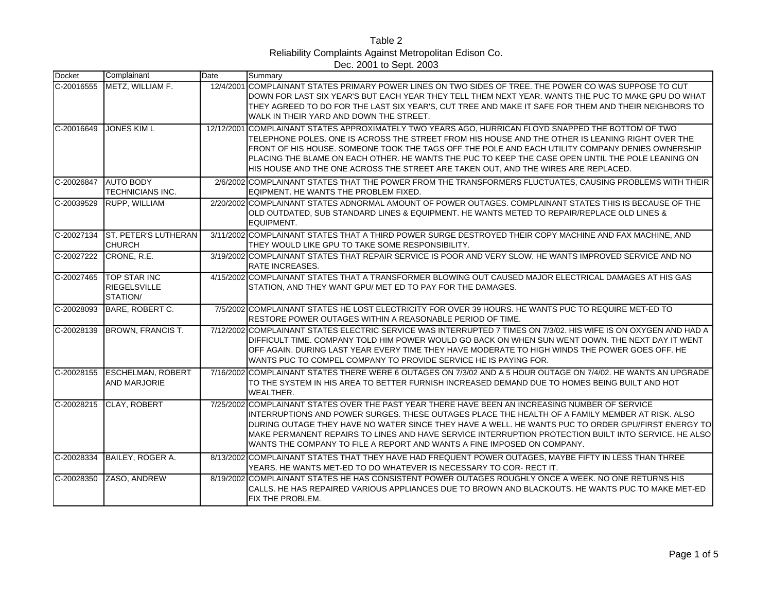# Table 2
## Reliability Complaints Against Metropolitan Edison Co.
### Dec. 2001 to Sept. 2003

| Docket | Complainant | Date | Summary |
|---|---|---|---|
| C-20016555 | METZ, WILLIAM F. | 12/4/2001 | COMPLAINANT STATES PRIMARY POWER LINES ON TWO SIDES OF TREE. THE POWER CO WAS SUPPOSE TO CUT DOWN FOR LAST SIX YEAR'S BUT EACH YEAR THEY TELL THEM NEXT YEAR. WANTS THE PUC TO MAKE GPU DO WHAT THEY AGREED TO DO FOR THE LAST SIX YEAR'S, CUT TREE AND MAKE IT SAFE FOR THEM AND THEIR NEIGHBORS TO WALK IN THEIR YARD AND DOWN THE STREET. |
| C-20016649 | JONES KIM L | 12/12/2001 | COMPLAINANT STATES APPROXIMATELY TWO YEARS AGO, HURRICAN FLOYD SNAPPED THE BOTTOM OF TWO TELEPHONE POLES. ONE IS ACROSS THE STREET FROM HIS HOUSE AND THE OTHER IS LEANING RIGHT OVER THE FRONT OF HIS HOUSE. SOMEONE TOOK THE TAGS OFF THE POLE AND EACH UTILITY COMPANY DENIES OWNERSHIP PLACING THE BLAME ON EACH OTHER. HE WANTS THE PUC TO KEEP THE CASE OPEN UNTIL THE POLE LEANING ON HIS HOUSE AND THE ONE ACROSS THE STREET ARE TAKEN OUT, AND THE WIRES ARE REPLACED. |
| C-20026847 | AUTO BODY TECHNICIANS INC. | 2/6/2002 | COMPLAINANT STATES THAT THE POWER FROM THE TRANSFORMERS FLUCTUATES, CAUSING PROBLEMS WITH THEIR EQIPMENT. HE WANTS THE PROBLEM FIXED. |
| C-20039529 | RUPP, WILLIAM | 2/20/2002 | COMPLAINANT STATES ADNORMAL AMOUNT OF POWER OUTAGES. COMPLAINANT STATES THIS IS BECAUSE OF THE OLD OUTDATED, SUB STANDARD LINES & EQUIPMENT. HE WANTS METED TO REPAIR/REPLACE OLD LINES & EQUIPMENT. |
| C-20027134 | ST. PETER'S LUTHERAN CHURCH | 3/11/2002 | COMPLAINANT STATES THAT A THIRD POWER SURGE DESTROYED THEIR COPY MACHINE AND FAX MACHINE, AND THEY WOULD LIKE GPU TO TAKE SOME RESPONSIBILITY. |
| C-20027222 | CRONE, R.E. | 3/19/2002 | COMPLAINANT STATES THAT REPAIR SERVICE IS POOR AND VERY SLOW. HE WANTS IMPROVED SERVICE AND NO RATE INCREASES. |
| C-20027465 | TOP STAR INC RIEGELSVILLE STATION/ | 4/15/2002 | COMPLAINANT STATES THAT A TRANSFORMER BLOWING OUT CAUSED MAJOR ELECTRICAL DAMAGES AT HIS GAS STATION, AND THEY WANT GPU/ MET ED TO PAY FOR THE DAMAGES. |
| C-20028093 | BARE, ROBERT C. | 7/5/2002 | COMPLAINANT STATES HE LOST ELECTRICITY FOR OVER 39 HOURS. HE WANTS PUC TO REQUIRE MET-ED TO RESTORE POWER OUTAGES WITHIN A REASONABLE PERIOD OF TIME. |
| C-20028139 | BROWN, FRANCIS T. | 7/12/2002 | COMPLAINANT STATES ELECTRIC SERVICE WAS INTERRUPTED 7 TIMES ON 7/3/02. HIS WIFE IS ON OXYGEN AND HAD A DIFFICULT TIME. COMPANY TOLD HIM POWER WOULD GO BACK ON WHEN SUN WENT DOWN. THE NEXT DAY IT WENT OFF AGAIN. DURING LAST YEAR EVERY TIME THEY HAVE MODERATE TO HIGH WINDS THE POWER GOES OFF. HE WANTS PUC TO COMPEL COMPANY TO PROVIDE SERVICE HE IS PAYING FOR. |
| C-20028155 | ESCHELMAN, ROBERT AND MARJORIE | 7/16/2002 | COMPLAINANT STATES THERE WERE 6 OUTAGES ON 7/3/02 AND A 5 HOUR OUTAGE ON 7/4/02. HE WANTS AN UPGRADE TO THE SYSTEM IN HIS AREA TO BETTER FURNISH INCREASED DEMAND DUE TO HOMES BEING BUILT AND HOT WEALTHER. |
| C-20028215 | CLAY, ROBERT | 7/25/2002 | COMPLAINANT STATES OVER THE PAST YEAR THERE HAVE BEEN AN INCREASING NUMBER OF SERVICE INTERRUPTIONS AND POWER SURGES. THESE OUTAGES PLACE THE HEALTH OF A FAMILY MEMBER AT RISK. ALSO DURING OUTAGE THEY HAVE NO WATER SINCE THEY HAVE A WELL. HE WANTS PUC TO ORDER GPU/FIRST ENERGY TO MAKE PERMANENT REPAIRS TO LINES AND HAVE SERVICE INTERRUPTION PROTECTION BUILT INTO SERVICE. HE ALSO WANTS THE COMPANY TO FILE A REPORT AND WANTS A FINE IMPOSED ON COMPANY. |
| C-20028334 | BAILEY, ROGER A. | 8/13/2002 | COMPLAINANT STATES THAT THEY HAVE HAD FREQUENT POWER OUTAGES, MAYBE FIFTY IN LESS THAN THREE YEARS. HE WANTS MET-ED TO DO WHATEVER IS NECESSARY TO COR- RECT IT. |
| C-20028350 | ZASO, ANDREW | 8/19/2002 | COMPLAINANT STATES HE HAS CONSISTENT POWER OUTAGES ROUGHLY ONCE A WEEK. NO ONE RETURNS HIS CALLS. HE HAS REPAIRED VARIOUS APPLIANCES DUE TO BROWN AND BLACKOUTS. HE WANTS PUC TO MAKE MET-ED FIX THE PROBLEM. |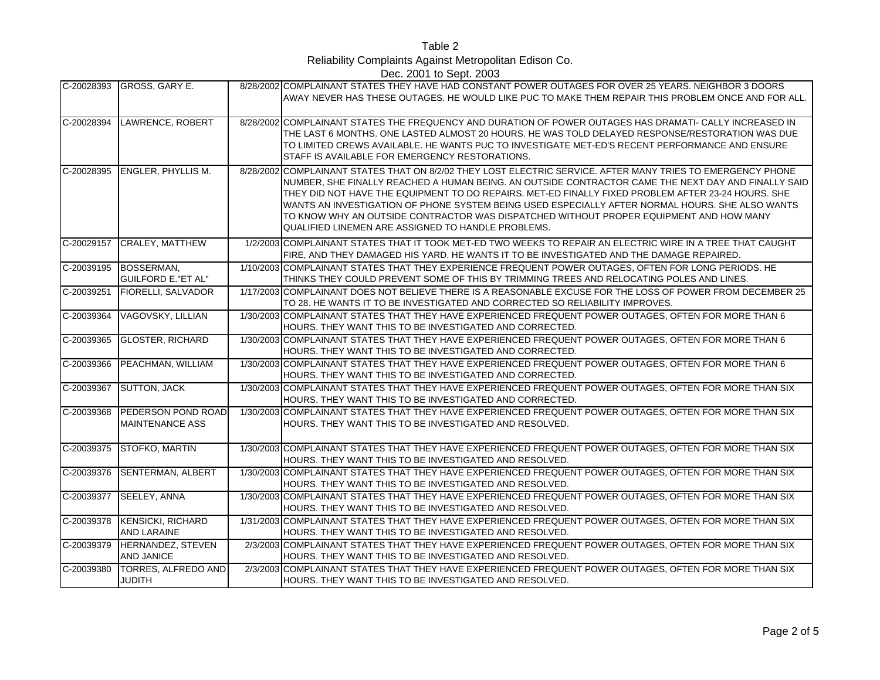Table 2
Reliability Complaints Against Metropolitan Edison Co.
Dec. 2001 to Sept. 2003

| | | | |
|---|---|---|---|
| C-20028393 | GROSS, GARY E. | 8/28/2002 | COMPLAINANT STATES THEY HAVE HAD CONSTANT POWER OUTAGES FOR OVER 25 YEARS. NEIGHBOR 3 DOORS AWAY NEVER HAS THESE OUTAGES. HE WOULD LIKE PUC TO MAKE THEM REPAIR THIS PROBLEM ONCE AND FOR ALL. |
| C-20028394 | LAWRENCE, ROBERT | 8/28/2002 | COMPLAINANT STATES THE FREQUENCY AND DURATION OF POWER OUTAGES HAS DRAMATI- CALLY INCREASED IN THE LAST 6 MONTHS. ONE LASTED ALMOST 20 HOURS. HE WAS TOLD DELAYED RESPONSE/RESTORATION WAS DUE TO LIMITED CREWS AVAILABLE. HE WANTS PUC TO INVESTIGATE MET-ED'S RECENT PERFORMANCE AND ENSURE STAFF IS AVAILABLE FOR EMERGENCY RESTORATIONS. |
| C-20028395 | ENGLER, PHYLLIS M. | 8/28/2002 | COMPLAINANT STATES THAT ON 8/2/02 THEY LOST ELECTRIC SERVICE. AFTER MANY TRIES TO EMERGENCY PHONE NUMBER, SHE FINALLY REACHED A HUMAN BEING. AN OUTSIDE CONTRACTOR CAME THE NEXT DAY AND FINALLY SAID THEY DID NOT HAVE THE EQUIPMENT TO DO REPAIRS. MET-ED FINALLY FIXED PROBLEM AFTER 23-24 HOURS. SHE WANTS AN INVESTIGATION OF PHONE SYSTEM BEING USED ESPECIALLY AFTER NORMAL HOURS. SHE ALSO WANTS TO KNOW WHY AN OUTSIDE CONTRACTOR WAS DISPATCHED WITHOUT PROPER EQUIPMENT AND HOW MANY QUALIFIED LINEMEN ARE ASSIGNED TO HANDLE PROBLEMS. |
| C-20029157 | CRALEY, MATTHEW | 1/2/2003 | COMPLAINANT STATES THAT IT TOOK MET-ED TWO WEEKS TO REPAIR AN ELECTRIC WIRE IN A TREE THAT CAUGHT FIRE, AND THEY DAMAGED HIS YARD. HE WANTS IT TO BE INVESTIGATED AND THE DAMAGE REPAIRED. |
| C-20039195 | BOSSERMAN, GUILFORD E."ET AL" | 1/10/2003 | COMPLAINANT STATES THAT THEY EXPERIENCE FREQUENT POWER OUTAGES, OFTEN FOR LONG PERIODS. HE THINKS THEY COULD PREVENT SOME OF THIS BY TRIMMING TREES AND RELOCATING POLES AND LINES. |
| C-20039251 | FIORELLI, SALVADOR | 1/17/2003 | COMPLAINANT DOES NOT BELIEVE THERE IS A REASONABLE EXCUSE FOR THE LOSS OF POWER FROM DECEMBER 25 TO 28. HE WANTS IT TO BE INVESTIGATED AND CORRECTED SO RELIABILITY IMPROVES. |
| C-20039364 | VAGOVSKY, LILLIAN | 1/30/2003 | COMPLAINANT STATES THAT THEY HAVE EXPERIENCED FREQUENT POWER OUTAGES, OFTEN FOR MORE THAN 6 HOURS. THEY WANT THIS TO BE INVESTIGATED AND CORRECTED. |
| C-20039365 | GLOSTER, RICHARD | 1/30/2003 | COMPLAINANT STATES THAT THEY HAVE EXPERIENCED FREQUENT POWER OUTAGES, OFTEN FOR MORE THAN 6 HOURS. THEY WANT THIS TO BE INVESTIGATED AND CORRECTED. |
| C-20039366 | PEACHMAN, WILLIAM | 1/30/2003 | COMPLAINANT STATES THAT THEY HAVE EXPERIENCED FREQUENT POWER OUTAGES, OFTEN FOR MORE THAN 6 HOURS. THEY WANT THIS TO BE INVESTIGATED AND CORRECTED. |
| C-20039367 | SUTTON, JACK | 1/30/2003 | COMPLAINANT STATES THAT THEY HAVE EXPERIENCED FREQUENT POWER OUTAGES, OFTEN FOR MORE THAN SIX HOURS. THEY WANT THIS TO BE INVESTIGATED AND CORRECTED. |
| C-20039368 | PEDERSON POND ROAD MAINTENANCE ASS | 1/30/2003 | COMPLAINANT STATES THAT THEY HAVE EXPERIENCED FREQUENT POWER OUTAGES, OFTEN FOR MORE THAN SIX HOURS. THEY WANT THIS TO BE INVESTIGATED AND RESOLVED. |
| C-20039375 | STOFKO, MARTIN | 1/30/2003 | COMPLAINANT STATES THAT THEY HAVE EXPERIENCED FREQUENT POWER OUTAGES, OFTEN FOR MORE THAN SIX HOURS. THEY WANT THIS TO BE INVESTIGATED AND RESOLVED. |
| C-20039376 | SENTERMAN, ALBERT | 1/30/2003 | COMPLAINANT STATES THAT THEY HAVE EXPERIENCED FREQUENT POWER OUTAGES, OFTEN FOR MORE THAN SIX HOURS. THEY WANT THIS TO BE INVESTIGATED AND RESOLVED. |
| C-20039377 | SEELEY, ANNA | 1/30/2003 | COMPLAINANT STATES THAT THEY HAVE EXPERIENCED FREQUENT POWER OUTAGES, OFTEN FOR MORE THAN SIX HOURS. THEY WANT THIS TO BE INVESTIGATED AND RESOLVED. |
| C-20039378 | KENSICKI, RICHARD AND LARAINE | 1/31/2003 | COMPLAINANT STATES THAT THEY HAVE EXPERIENCED FREQUENT POWER OUTAGES, OFTEN FOR MORE THAN SIX HOURS. THEY WANT THIS TO BE INVESTIGATED AND RESOLVED. |
| C-20039379 | HERNANDEZ, STEVEN AND JANICE | 2/3/2003 | COMPLAINANT STATES THAT THEY HAVE EXPERIENCED FREQUENT POWER OUTAGES, OFTEN FOR MORE THAN SIX HOURS. THEY WANT THIS TO BE INVESTIGATED AND RESOLVED. |
| C-20039380 | TORRES, ALFREDO AND JUDITH | 2/3/2003 | COMPLAINANT STATES THAT THEY HAVE EXPERIENCED FREQUENT POWER OUTAGES, OFTEN FOR MORE THAN SIX HOURS. THEY WANT THIS TO BE INVESTIGATED AND RESOLVED. |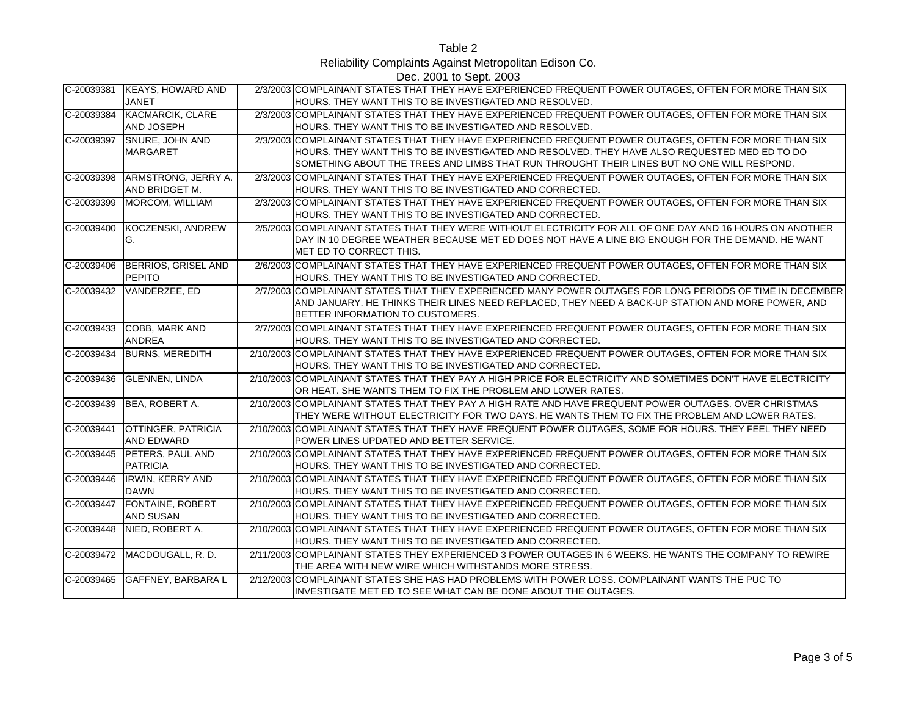Table 2
Reliability Complaints Against Metropolitan Edison Co.
Dec. 2001 to Sept. 2003

| | | | |
|---|---|---|---|
| C-20039381 | KEAYS, HOWARD AND JANET | 2/3/2003 | COMPLAINANT STATES THAT THEY HAVE EXPERIENCED FREQUENT POWER OUTAGES, OFTEN FOR MORE THAN SIX HOURS. THEY WANT THIS TO BE INVESTIGATED AND RESOLVED. |
| C-20039384 | KACMARCIK, CLARE AND JOSEPH | 2/3/2003 | COMPLAINANT STATES THAT THEY HAVE EXPERIENCED FREQUENT POWER OUTAGES, OFTEN FOR MORE THAN SIX HOURS. THEY WANT THIS TO BE INVESTIGATED AND RESOLVED. |
| C-20039397 | SNURE, JOHN AND MARGARET | 2/3/2003 | COMPLAINANT STATES THAT THEY HAVE EXPERIENCED FREQUENT POWER OUTAGES, OFTEN FOR MORE THAN SIX HOURS. THEY WANT THIS TO BE INVESTIGATED AND RESOLVED. THEY HAVE ALSO REQUESTED MED ED TO DO SOMETHING ABOUT THE TREES AND LIMBS THAT RUN THROUGHT THEIR LINES BUT NO ONE WILL RESPOND. |
| C-20039398 | ARMSTRONG, JERRY A. AND BRIDGET M. | 2/3/2003 | COMPLAINANT STATES THAT THEY HAVE EXPERIENCED FREQUENT POWER OUTAGES, OFTEN FOR MORE THAN SIX HOURS. THEY WANT THIS TO BE INVESTIGATED AND CORRECTED. |
| C-20039399 | MORCOM, WILLIAM | 2/3/2003 | COMPLAINANT STATES THAT THEY HAVE EXPERIENCED FREQUENT POWER OUTAGES, OFTEN FOR MORE THAN SIX HOURS. THEY WANT THIS TO BE INVESTIGATED AND CORRECTED. |
| C-20039400 | KOCZENSKI, ANDREW G. | 2/5/2003 | COMPLAINANT STATES THAT THEY WERE WITHOUT ELECTRICITY FOR ALL OF ONE DAY AND 16 HOURS ON ANOTHER DAY IN 10 DEGREE WEATHER BECAUSE MET ED DOES NOT HAVE A LINE BIG ENOUGH FOR THE DEMAND. HE WANT MET ED TO CORRECT THIS. |
| C-20039406 | BERRIOS, GRISEL AND PEPITO | 2/6/2003 | COMPLAINANT STATES THAT THEY HAVE EXPERIENCED FREQUENT POWER OUTAGES, OFTEN FOR MORE THAN SIX HOURS. THEY WANT THIS TO BE INVESTIGATED AND CORRECTED. |
| C-20039432 | VANDERZEE, ED | 2/7/2003 | COMPLAINANT STATES THAT THEY EXPERIENCED MANY POWER OUTAGES FOR LONG PERIODS OF TIME IN DECEMBER AND JANUARY. HE THINKS THEIR LINES NEED REPLACED, THEY NEED A BACK-UP STATION AND MORE POWER, AND BETTER INFORMATION TO CUSTOMERS. |
| C-20039433 | COBB, MARK AND ANDREA | 2/7/2003 | COMPLAINANT STATES THAT THEY HAVE EXPERIENCED FREQUENT POWER OUTAGES, OFTEN FOR MORE THAN SIX HOURS. THEY WANT THIS TO BE INVESTIGATED AND CORRECTED. |
| C-20039434 | BURNS, MEREDITH | 2/10/2003 | COMPLAINANT STATES THAT THEY HAVE EXPERIENCED FREQUENT POWER OUTAGES, OFTEN FOR MORE THAN SIX HOURS. THEY WANT THIS TO BE INVESTIGATED AND CORRECTED. |
| C-20039436 | GLENNEN, LINDA | 2/10/2003 | COMPLAINANT STATES THAT THEY PAY A HIGH PRICE FOR ELECTRICITY AND SOMETIMES DON'T HAVE ELECTRICITY OR HEAT. SHE WANTS THEM TO FIX THE PROBLEM AND LOWER RATES. |
| C-20039439 | BEA, ROBERT A. | 2/10/2003 | COMPLAINANT STATES THAT THEY PAY A HIGH RATE AND HAVE FREQUENT POWER OUTAGES. OVER CHRISTMAS THEY WERE WITHOUT ELECTRICITY FOR TWO DAYS. HE WANTS THEM TO FIX THE PROBLEM AND LOWER RATES. |
| C-20039441 | OTTINGER, PATRICIA AND EDWARD | 2/10/2003 | COMPLAINANT STATES THAT THEY HAVE FREQUENT POWER OUTAGES, SOME FOR HOURS. THEY FEEL THEY NEED POWER LINES UPDATED AND BETTER SERVICE. |
| C-20039445 | PETERS, PAUL AND PATRICIA | 2/10/2003 | COMPLAINANT STATES THAT THEY HAVE EXPERIENCED FREQUENT POWER OUTAGES, OFTEN FOR MORE THAN SIX HOURS. THEY WANT THIS TO BE INVESTIGATED AND CORRECTED. |
| C-20039446 | IRWIN, KERRY AND DAWN | 2/10/2003 | COMPLAINANT STATES THAT THEY HAVE EXPERIENCED FREQUENT POWER OUTAGES, OFTEN FOR MORE THAN SIX HOURS. THEY WANT THIS TO BE INVESTIGATED AND CORRECTED. |
| C-20039447 | FONTAINE, ROBERT AND SUSAN | 2/10/2003 | COMPLAINANT STATES THAT THEY HAVE EXPERIENCED FREQUENT POWER OUTAGES, OFTEN FOR MORE THAN SIX HOURS. THEY WANT THIS TO BE INVESTIGATED AND CORRECTED. |
| C-20039448 | NIED, ROBERT A. | 2/10/2003 | COMPLAINANT STATES THAT THEY HAVE EXPERIENCED FREQUENT POWER OUTAGES, OFTEN FOR MORE THAN SIX HOURS. THEY WANT THIS TO BE INVESTIGATED AND CORRECTED. |
| C-20039472 | MACDOUGALL, R. D. | 2/11/2003 | COMPLAINANT STATES THEY EXPERIENCED 3 POWER OUTAGES IN 6 WEEKS. HE WANTS THE COMPANY TO REWIRE THE AREA WITH NEW WIRE WHICH WITHSTANDS MORE STRESS. |
| C-20039465 | GAFFNEY, BARBARA L | 2/12/2003 | COMPLAINANT STATES SHE HAS HAD PROBLEMS WITH POWER LOSS. COMPLAINANT WANTS THE PUC TO INVESTIGATE MET ED TO SEE WHAT CAN BE DONE ABOUT THE OUTAGES. |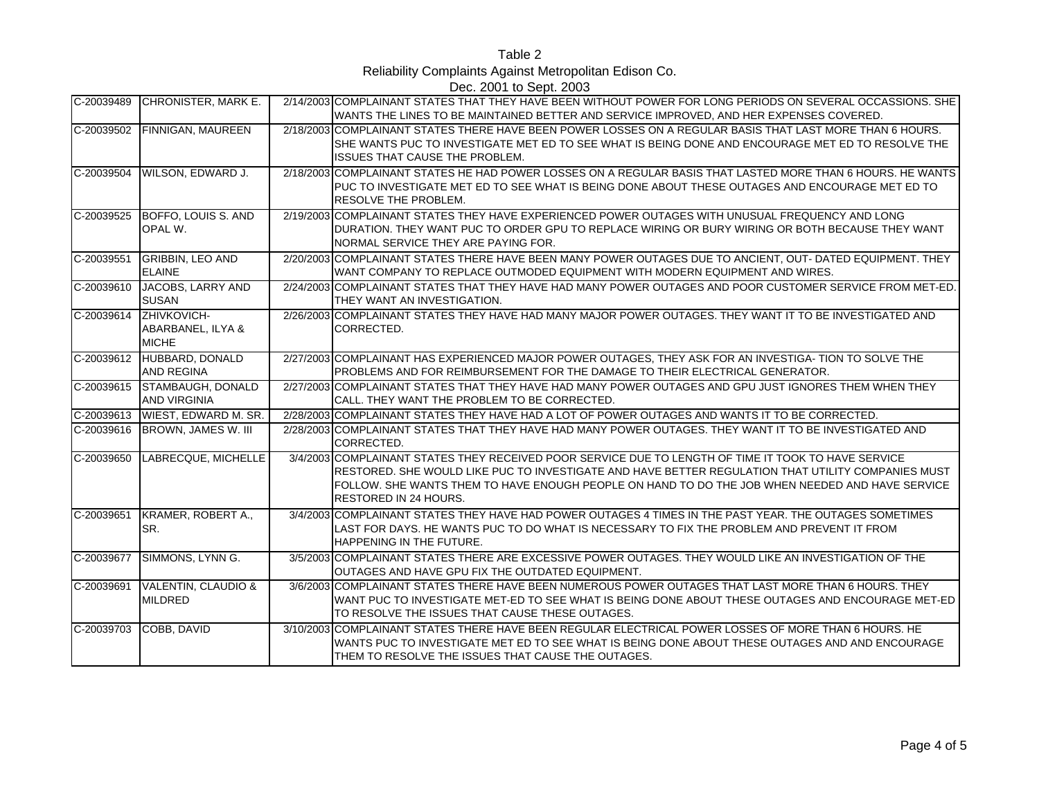Table 2
Reliability Complaints Against Metropolitan Edison Co.
Dec. 2001 to Sept. 2003

| | | | |
|---|---|---|---|
| C-20039489 | CHRONISTER, MARK E. | 2/14/2003 | COMPLAINANT STATES THAT THEY HAVE BEEN WITHOUT POWER FOR LONG PERIODS ON SEVERAL OCCASSIONS. SHE WANTS THE LINES TO BE MAINTAINED BETTER AND SERVICE IMPROVED, AND HER EXPENSES COVERED. |
| C-20039502 | FINNIGAN, MAUREEN | 2/18/2003 | COMPLAINANT STATES THERE HAVE BEEN POWER LOSSES ON A REGULAR BASIS THAT LAST MORE THAN 6 HOURS. SHE WANTS PUC TO INVESTIGATE MET ED TO SEE WHAT IS BEING DONE AND ENCOURAGE MET ED TO RESOLVE THE ISSUES THAT CAUSE THE PROBLEM. |
| C-20039504 | WILSON, EDWARD J. | 2/18/2003 | COMPLAINANT STATES HE HAD POWER LOSSES ON A REGULAR BASIS THAT LASTED MORE THAN 6 HOURS. HE WANTS PUC TO INVESTIGATE MET ED TO SEE WHAT IS BEING DONE ABOUT THESE OUTAGES AND ENCOURAGE MET ED TO RESOLVE THE PROBLEM. |
| C-20039525 | BOFFO, LOUIS S. AND OPAL W. | 2/19/2003 | COMPLAINANT STATES THEY HAVE EXPERIENCED POWER OUTAGES WITH UNUSUAL FREQUENCY AND LONG DURATION. THEY WANT PUC TO ORDER GPU TO REPLACE WIRING OR BURY WIRING OR BOTH BECAUSE THEY WANT NORMAL SERVICE THEY ARE PAYING FOR. |
| C-20039551 | GRIBBIN, LEO AND ELAINE | 2/20/2003 | COMPLAINANT STATES THERE HAVE BEEN MANY POWER OUTAGES DUE TO ANCIENT, OUT- DATED EQUIPMENT. THEY WANT COMPANY TO REPLACE OUTMODED EQUIPMENT WITH MODERN EQUIPMENT AND WIRES. |
| C-20039610 | JACOBS, LARRY AND SUSAN | 2/24/2003 | COMPLAINANT STATES THAT THEY HAVE HAD MANY POWER OUTAGES AND POOR CUSTOMER SERVICE FROM MET-ED. THEY WANT AN INVESTIGATION. |
| C-20039614 | ZHIVKOVICH-ABARBANEL, ILYA & MICHE | 2/26/2003 | COMPLAINANT STATES THEY HAVE HAD MANY MAJOR POWER OUTAGES. THEY WANT IT TO BE INVESTIGATED AND CORRECTED. |
| C-20039612 | HUBBARD, DONALD AND REGINA | 2/27/2003 | COMPLAINANT HAS EXPERIENCED MAJOR POWER OUTAGES, THEY ASK FOR AN INVESTIGA- TION TO SOLVE THE PROBLEMS AND FOR REIMBURSEMENT FOR THE DAMAGE TO THEIR ELECTRICAL GENERATOR. |
| C-20039615 | STAMBAUGH, DONALD AND VIRGINIA | 2/27/2003 | COMPLAINANT STATES THAT THEY HAVE HAD MANY POWER OUTAGES AND GPU JUST IGNORES THEM WHEN THEY CALL. THEY WANT THE PROBLEM TO BE CORRECTED. |
| C-20039613 | WIEST, EDWARD M. SR. | 2/28/2003 | COMPLAINANT STATES THEY HAVE HAD A LOT OF POWER OUTAGES AND WANTS IT TO BE CORRECTED. |
| C-20039616 | BROWN, JAMES W. III | 2/28/2003 | COMPLAINANT STATES THAT THEY HAVE HAD MANY POWER OUTAGES. THEY WANT IT TO BE INVESTIGATED AND CORRECTED. |
| C-20039650 | LABRECQUE, MICHELLE | 3/4/2003 | COMPLAINANT STATES THEY RECEIVED POOR SERVICE DUE TO LENGTH OF TIME IT TOOK TO HAVE SERVICE RESTORED. SHE WOULD LIKE PUC TO INVESTIGATE AND HAVE BETTER REGULATION THAT UTILITY COMPANIES MUST FOLLOW. SHE WANTS THEM TO HAVE ENOUGH PEOPLE ON HAND TO DO THE JOB WHEN NEEDED AND HAVE SERVICE RESTORED IN 24 HOURS. |
| C-20039651 | KRAMER, ROBERT A., SR. | 3/4/2003 | COMPLAINANT STATES THEY HAVE HAD POWER OUTAGES 4 TIMES IN THE PAST YEAR. THE OUTAGES SOMETIMES LAST FOR DAYS. HE WANTS PUC TO DO WHAT IS NECESSARY TO FIX THE PROBLEM AND PREVENT IT FROM HAPPENING IN THE FUTURE. |
| C-20039677 | SIMMONS, LYNN G. | 3/5/2003 | COMPLAINANT STATES THERE ARE EXCESSIVE POWER OUTAGES. THEY WOULD LIKE AN INVESTIGATION OF THE OUTAGES AND HAVE GPU FIX THE OUTDATED EQUIPMENT. |
| C-20039691 | VALENTIN, CLAUDIO & MILDRED | 3/6/2003 | COMPLAINANT STATES THERE HAVE BEEN NUMEROUS POWER OUTAGES THAT LAST MORE THAN 6 HOURS. THEY WANT PUC TO INVESTIGATE MET-ED TO SEE WHAT IS BEING DONE ABOUT THESE OUTAGES AND ENCOURAGE MET-ED TO RESOLVE THE ISSUES THAT CAUSE THESE OUTAGES. |
| C-20039703 | COBB, DAVID | 3/10/2003 | COMPLAINANT STATES THERE HAVE BEEN REGULAR ELECTRICAL POWER LOSSES OF MORE THAN 6 HOURS. HE WANTS PUC TO INVESTIGATE MET ED TO SEE WHAT IS BEING DONE ABOUT THESE OUTAGES AND AND ENCOURAGE THEM TO RESOLVE THE ISSUES THAT CAUSE THE OUTAGES. |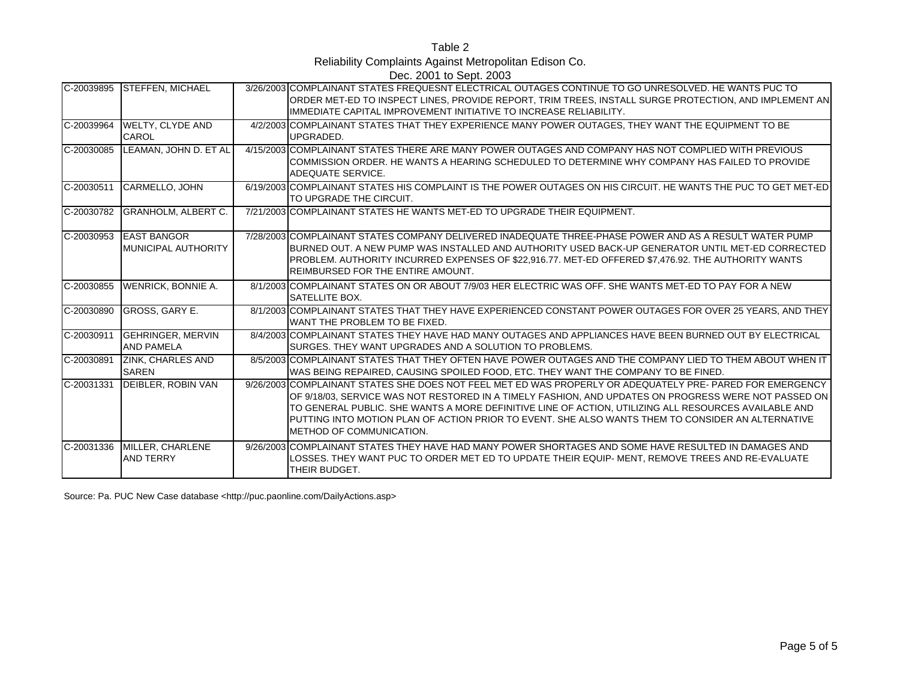# Table 2

## Reliability Complaints Against Metropolitan Edison Co.

### Dec. 2001 to Sept. 2003

| | | | |
|---|---|---|---|
| C-20039895 | STEFFEN, MICHAEL | 3/26/2003 | COMPLAINANT STATES FREQUESNT ELECTRICAL OUTAGES CONTINUE TO GO UNRESOLVED. HE WANTS PUC TO ORDER MET-ED TO INSPECT LINES, PROVIDE REPORT, TRIM TREES, INSTALL SURGE PROTECTION, AND IMPLEMENT AN IMMEDIATE CAPITAL IMPROVEMENT INITIATIVE TO INCREASE RELIABILITY. |
| C-20039964 | WELTY, CLYDE AND CAROL | 4/2/2003 | COMPLAINANT STATES THAT THEY EXPERIENCE MANY POWER OUTAGES, THEY WANT THE EQUIPMENT TO BE UPGRADED. |
| C-20030085 | LEAMAN, JOHN D. ET AL | 4/15/2003 | COMPLAINANT STATES THERE ARE MANY POWER OUTAGES AND COMPANY HAS NOT COMPLIED WITH PREVIOUS COMMISSION ORDER. HE WANTS A HEARING SCHEDULED TO DETERMINE WHY COMPANY HAS FAILED TO PROVIDE ADEQUATE SERVICE. |
| C-20030511 | CARMELLO, JOHN | 6/19/2003 | COMPLAINANT STATES HIS COMPLAINT IS THE POWER OUTAGES ON HIS CIRCUIT. HE WANTS THE PUC TO GET MET-ED TO UPGRADE THE CIRCUIT. |
| C-20030782 | GRANHOLM, ALBERT C. | 7/21/2003 | COMPLAINANT STATES HE WANTS MET-ED TO UPGRADE THEIR EQUIPMENT. |
| C-20030953 | EAST BANGOR MUNICIPAL AUTHORITY | 7/28/2003 | COMPLAINANT STATES COMPANY DELIVERED INADEQUATE THREE-PHASE POWER AND AS A RESULT WATER PUMP BURNED OUT. A NEW PUMP WAS INSTALLED AND AUTHORITY USED BACK-UP GENERATOR UNTIL MET-ED CORRECTED PROBLEM. AUTHORITY INCURRED EXPENSES OF $22,916.77. MET-ED OFFERED $7,476.92. THE AUTHORITY WANTS REIMBURSED FOR THE ENTIRE AMOUNT. |
| C-20030855 | WENRICK, BONNIE A. | 8/1/2003 | COMPLAINANT STATES ON OR ABOUT 7/9/03 HER ELECTRIC WAS OFF. SHE WANTS MET-ED TO PAY FOR A NEW SATELLITE BOX. |
| C-20030890 | GROSS, GARY E. | 8/1/2003 | COMPLAINANT STATES THAT THEY HAVE EXPERIENCED CONSTANT POWER OUTAGES FOR OVER 25 YEARS, AND THEY WANT THE PROBLEM TO BE FIXED. |
| C-20030911 | GEHRINGER, MERVIN AND PAMELA | 8/4/2003 | COMPLAINANT STATES THEY HAVE HAD MANY OUTAGES AND APPLIANCES HAVE BEEN BURNED OUT BY ELECTRICAL SURGES. THEY WANT UPGRADES AND A SOLUTION TO PROBLEMS. |
| C-20030891 | ZINK, CHARLES AND SAREN | 8/5/2003 | COMPLAINANT STATES THAT THEY OFTEN HAVE POWER OUTAGES AND THE COMPANY LIED TO THEM ABOUT WHEN IT WAS BEING REPAIRED, CAUSING SPOILED FOOD, ETC. THEY WANT THE COMPANY TO BE FINED. |
| C-20031331 | DEIBLER, ROBIN VAN | 9/26/2003 | COMPLAINANT STATES SHE DOES NOT FEEL MET ED WAS PROPERLY OR ADEQUATELY PRE- PARED FOR EMERGENCY OF 9/18/03, SERVICE WAS NOT RESTORED IN A TIMELY FASHION, AND UPDATES ON PROGRESS WERE NOT PASSED ON TO GENERAL PUBLIC. SHE WANTS A MORE DEFINITIVE LINE OF ACTION, UTILIZING ALL RESOURCES AVAILABLE AND PUTTING INTO MOTION PLAN OF ACTION PRIOR TO EVENT. SHE ALSO WANTS THEM TO CONSIDER AN ALTERNATIVE METHOD OF COMMUNICATION. |
| C-20031336 | MILLER, CHARLENE AND TERRY | 9/26/2003 | COMPLAINANT STATES THEY HAVE HAD MANY POWER SHORTAGES AND SOME HAVE RESULTED IN DAMAGES AND LOSSES. THEY WANT PUC TO ORDER MET ED TO UPDATE THEIR EQUIP- MENT, REMOVE TREES AND RE-EVALUATE THEIR BUDGET. |

Source: Pa. PUC New Case database <http://puc.paonline.com/DailyActions.asp>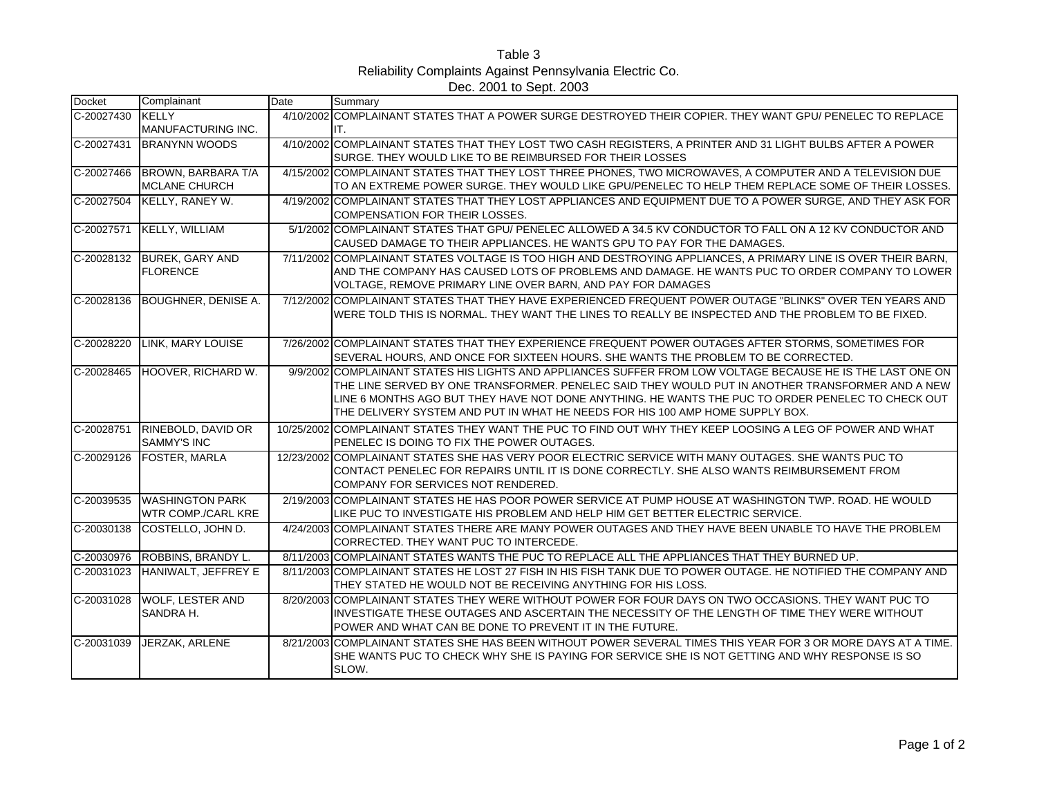Table 3
Reliability Complaints Against Pennsylvania Electric Co.
Dec. 2001 to Sept. 2003

| Docket | Complainant | Date | Summary |
|---|---|---|---|
| C-20027430 | KELLY MANUFACTURING INC. | 4/10/2002 | COMPLAINANT STATES THAT A POWER SURGE DESTROYED THEIR COPIER. THEY WANT GPU/ PENELEC TO REPLACE IT. |
| C-20027431 | BRANYNN WOODS | 4/10/2002 | COMPLAINANT STATES THAT THEY LOST TWO CASH REGISTERS, A PRINTER AND 31 LIGHT BULBS AFTER A POWER SURGE. THEY WOULD LIKE TO BE REIMBURSED FOR THEIR LOSSES |
| C-20027466 | BROWN, BARBARA T/A MCLANE CHURCH | 4/15/2002 | COMPLAINANT STATES THAT THEY LOST THREE PHONES, TWO MICROWAVES, A COMPUTER AND A TELEVISION DUE TO AN EXTREME POWER SURGE. THEY WOULD LIKE GPU/PENELEC TO HELP THEM REPLACE SOME OF THEIR LOSSES. |
| C-20027504 | KELLY, RANEY W. | 4/19/2002 | COMPLAINANT STATES THAT THEY LOST APPLIANCES AND EQUIPMENT DUE TO A POWER SURGE, AND THEY ASK FOR COMPENSATION FOR THEIR LOSSES. |
| C-20027571 | KELLY, WILLIAM | 5/1/2002 | COMPLAINANT STATES THAT GPU/ PENELEC ALLOWED A 34.5 KV CONDUCTOR TO FALL ON A 12 KV CONDUCTOR AND CAUSED DAMAGE TO THEIR APPLIANCES. HE WANTS GPU TO PAY FOR THE DAMAGES. |
| C-20028132 | BUREK, GARY AND FLORENCE | 7/11/2002 | COMPLAINANT STATES VOLTAGE IS TOO HIGH AND DESTROYING APPLIANCES, A PRIMARY LINE IS OVER THEIR BARN, AND THE COMPANY HAS CAUSED LOTS OF PROBLEMS AND DAMAGE. HE WANTS PUC TO ORDER COMPANY TO LOWER VOLTAGE, REMOVE PRIMARY LINE OVER BARN, AND PAY FOR DAMAGES |
| C-20028136 | BOUGHNER, DENISE A. | 7/12/2002 | COMPLAINANT STATES THAT THEY HAVE EXPERIENCED FREQUENT POWER OUTAGE "BLINKS" OVER TEN YEARS AND WERE TOLD THIS IS NORMAL. THEY WANT THE LINES TO REALLY BE INSPECTED AND THE PROBLEM TO BE FIXED. |
| C-20028220 | LINK, MARY LOUISE | 7/26/2002 | COMPLAINANT STATES THAT THEY EXPERIENCE FREQUENT POWER OUTAGES AFTER STORMS, SOMETIMES FOR SEVERAL HOURS, AND ONCE FOR SIXTEEN HOURS. SHE WANTS THE PROBLEM TO BE CORRECTED. |
| C-20028465 | HOOVER, RICHARD W. | 9/9/2002 | COMPLAINANT STATES HIS LIGHTS AND APPLIANCES SUFFER FROM LOW VOLTAGE BECAUSE HE IS THE LAST ONE ON THE LINE SERVED BY ONE TRANSFORMER. PENELEC SAID THEY WOULD PUT IN ANOTHER TRANSFORMER AND A NEW LINE 6 MONTHS AGO BUT THEY HAVE NOT DONE ANYTHING. HE WANTS THE PUC TO ORDER PENELEC TO CHECK OUT THE DELIVERY SYSTEM AND PUT IN WHAT HE NEEDS FOR HIS 100 AMP HOME SUPPLY BOX. |
| C-20028751 | RINEBOLD, DAVID OR SAMMY'S INC | 10/25/2002 | COMPLAINANT STATES THEY WANT THE PUC TO FIND OUT WHY THEY KEEP LOOSING A LEG OF POWER AND WHAT PENELEC IS DOING TO FIX THE POWER OUTAGES. |
| C-20029126 | FOSTER, MARLA | 12/23/2002 | COMPLAINANT STATES SHE HAS VERY POOR ELECTRIC SERVICE WITH MANY OUTAGES. SHE WANTS PUC TO CONTACT PENELEC FOR REPAIRS UNTIL IT IS DONE CORRECTLY. SHE ALSO WANTS REIMBURSEMENT FROM COMPANY FOR SERVICES NOT RENDERED. |
| C-20039535 | WASHINGTON PARK WTR COMP./CARL KRE | 2/19/2003 | COMPLAINANT STATES HE HAS POOR POWER SERVICE AT PUMP HOUSE AT WASHINGTON TWP. ROAD. HE WOULD LIKE PUC TO INVESTIGATE HIS PROBLEM AND HELP HIM GET BETTER ELECTRIC SERVICE. |
| C-20030138 | COSTELLO, JOHN D. | 4/24/2003 | COMPLAINANT STATES THERE ARE MANY POWER OUTAGES AND THEY HAVE BEEN UNABLE TO HAVE THE PROBLEM CORRECTED. THEY WANT PUC TO INTERCEDE. |
| C-20030976 | ROBBINS, BRANDY L. | 8/11/2003 | COMPLAINANT STATES WANTS THE PUC TO REPLACE ALL THE APPLIANCES THAT THEY BURNED UP. |
| C-20031023 | HANIWALT, JEFFREY E | 8/11/2003 | COMPLAINANT STATES HE LOST 27 FISH IN HIS FISH TANK DUE TO POWER OUTAGE. HE NOTIFIED THE COMPANY AND THEY STATED HE WOULD NOT BE RECEIVING ANYTHING FOR HIS LOSS. |
| C-20031028 | WOLF, LESTER AND SANDRA H. | 8/20/2003 | COMPLAINANT STATES THEY WERE WITHOUT POWER FOR FOUR DAYS ON TWO OCCASIONS. THEY WANT PUC TO INVESTIGATE THESE OUTAGES AND ASCERTAIN THE NECESSITY OF THE LENGTH OF TIME THEY WERE WITHOUT POWER AND WHAT CAN BE DONE TO PREVENT IT IN THE FUTURE. |
| C-20031039 | JERZAK, ARLENE | 8/21/2003 | COMPLAINANT STATES SHE HAS BEEN WITHOUT POWER SEVERAL TIMES THIS YEAR FOR 3 OR MORE DAYS AT A TIME. SHE WANTS PUC TO CHECK WHY SHE IS PAYING FOR SERVICE SHE IS NOT GETTING AND WHY RESPONSE IS SO SLOW. |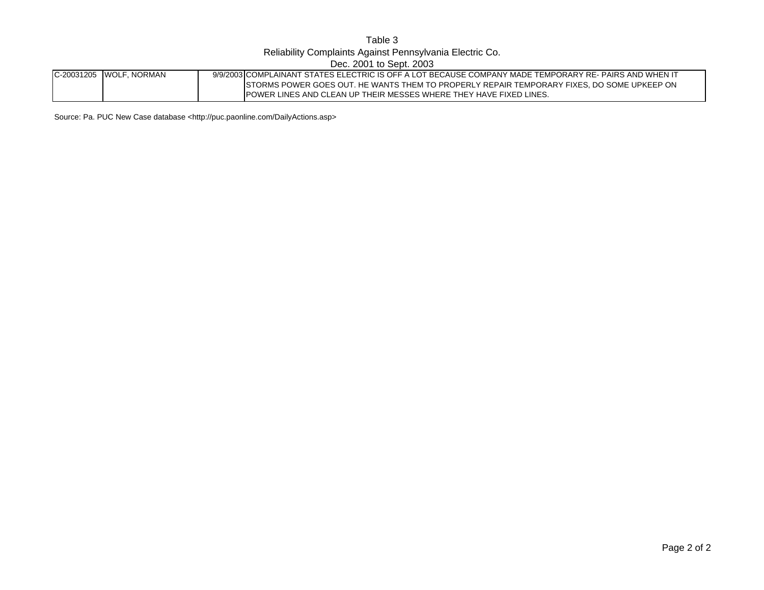Table 3

Reliability Complaints Against Pennsylvania Electric Co.

Dec. 2001 to Sept. 2003

| | | | |
|---|---|---|---|
| C-20031205 | WOLF, NORMAN | 9/9/2003 | COMPLAINANT STATES ELECTRIC IS OFF A LOT BECAUSE COMPANY MADE TEMPORARY RE- PAIRS AND WHEN IT STORMS POWER GOES OUT. HE WANTS THEM TO PROPERLY REPAIR TEMPORARY FIXES, DO SOME UPKEEP ON POWER LINES AND CLEAN UP THEIR MESSES WHERE THEY HAVE FIXED LINES. |

Source: Pa. PUC New Case database <http://puc.paonline.com/DailyActions.asp>